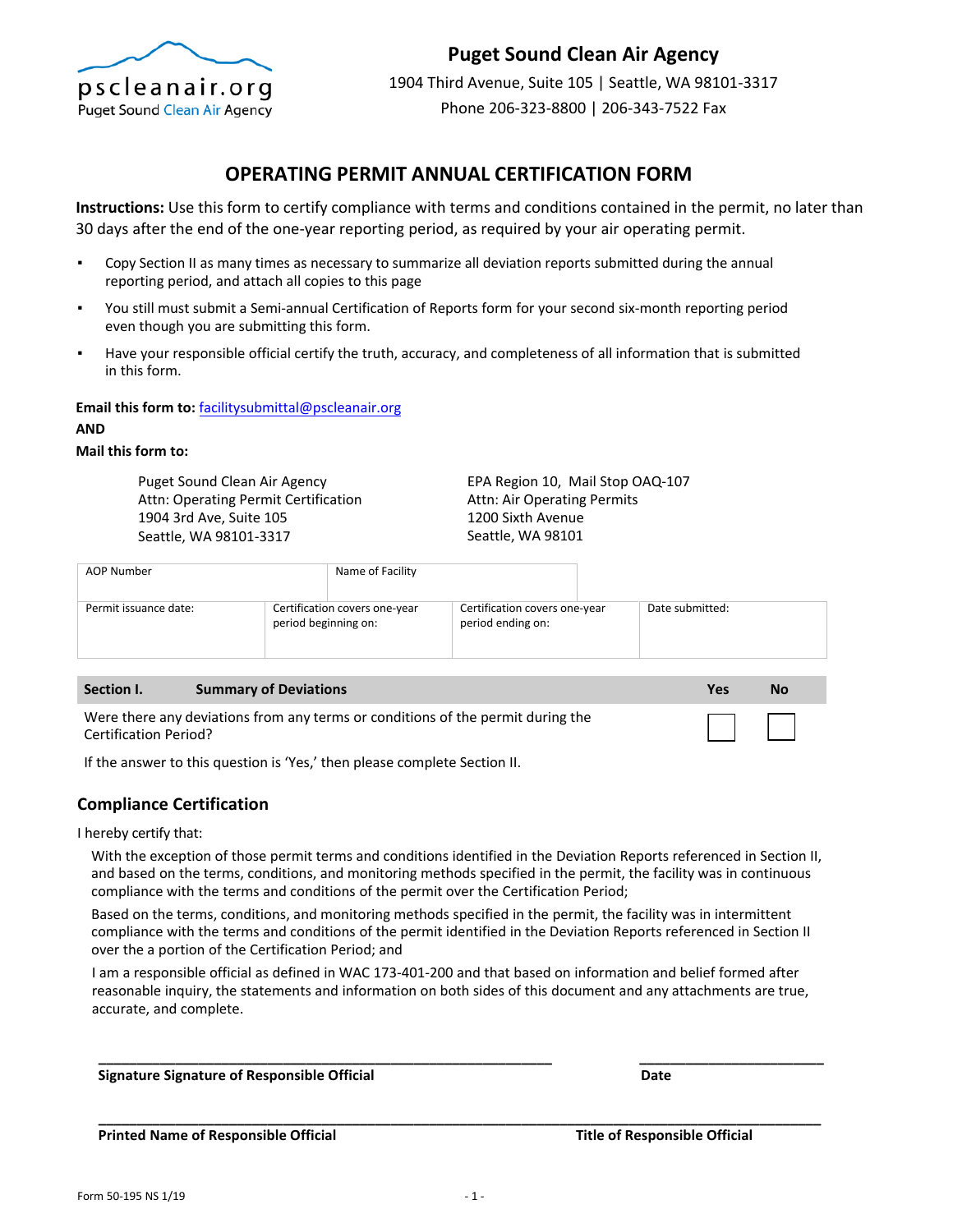pscleanair.org
Puget Sound Clean Air Agency

# Puget Sound Clean Air Agency

1904 Third Avenue, Suite 105 | Seattle, WA 98101-3317
Phone 206-323-8800 | 206-343-7522 Fax

## OPERATING PERMIT ANNUAL CERTIFICATION FORM

**Instructions:** Use this form to certify compliance with terms and conditions contained in the permit, no later than 30 days after the end of the one-year reporting period, as required by your air operating permit.

- Copy Section II as many times as necessary to summarize all deviation reports submitted during the annual reporting period, and attach all copies to this page
- You still must submit a Semi-annual Certification of Reports form for your second six-month reporting period even though you are submitting this form.
- Have your responsible official certify the truth, accuracy, and completeness of all information that is submitted in this form.

**Email this form to:** facilitysubmittal@pscleanair.org

**AND**

**Mail this form to:**

Puget Sound Clean Air Agency
Attn: Operating Permit Certification
1904 3rd Ave, Suite 105
Seattle, WA 98101-3317

EPA Region 10, Mail Stop OAQ-107
Attn: Air Operating Permits
1200 Sixth Avenue
Seattle, WA 98101

| AOP Number | Name of Facility | | |
|---|---|---|---|
| Permit issuance date: | Certification covers one-year period beginning on: | Certification covers one-year period ending on: | Date submitted: |

| Section I. Summary of Deviations | Yes | No |
|---|---|---|
| Were there any deviations from any terms or conditions of the permit during the Certification Period? | ☐ | ☐ |

If the answer to this question is 'Yes,' then please complete Section II.

### Compliance Certification

I hereby certify that:

With the exception of those permit terms and conditions identified in the Deviation Reports referenced in Section II, and based on the terms, conditions, and monitoring methods specified in the permit, the facility was in continuous compliance with the terms and conditions of the permit over the Certification Period;

Based on the terms, conditions, and monitoring methods specified in the permit, the facility was in intermittent compliance with the terms and conditions of the permit identified in the Deviation Reports referenced in Section II over the a portion of the Certification Period; and

I am a responsible official as defined in WAC 173-401-200 and that based on information and belief formed after reasonable inquiry, the statements and information on both sides of this document and any attachments are true, accurate, and complete.

______________________________ ______________
**Signature Signature of Responsible Official** **Date**

______________________________ ______________
**Printed Name of Responsible Official** **Title of Responsible Official**

Form 50-195 NS 1/19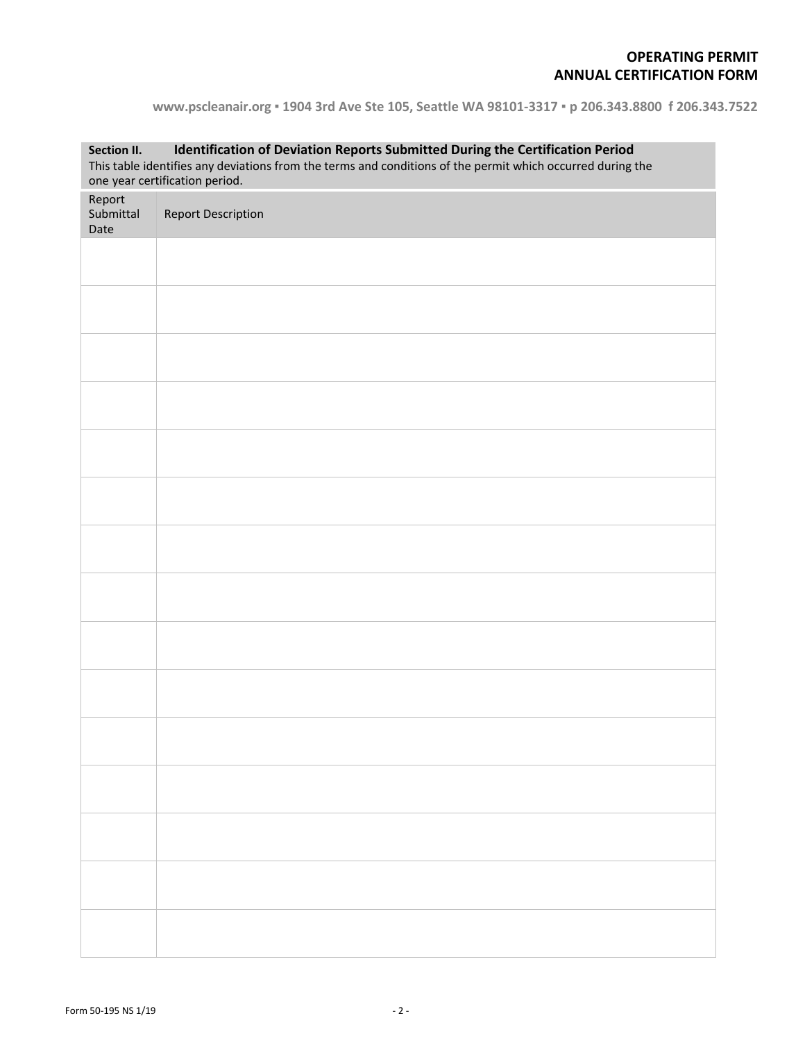# OPERATING PERMIT ANNUAL CERTIFICATION FORM

**www.pscleanair.org ▪ 1904 3rd Ave Ste 105, Seattle WA 98101-3317 ▪ p 206.343.8800 f 206.343.7522**

**Section II. Identification of Deviation Reports Submitted During the Certification Period**

This table identifies any deviations from the terms and conditions of the permit which occurred during the one year certification period.

| Report Submittal Date | Report Description |
|---|---|
| | |
| | |
| | |
| | |
| | |
| | |
| | |
| | |
| | |
| | |
| | |
| | |
| | |
| | |
| | |

Form 50-195 NS 1/19